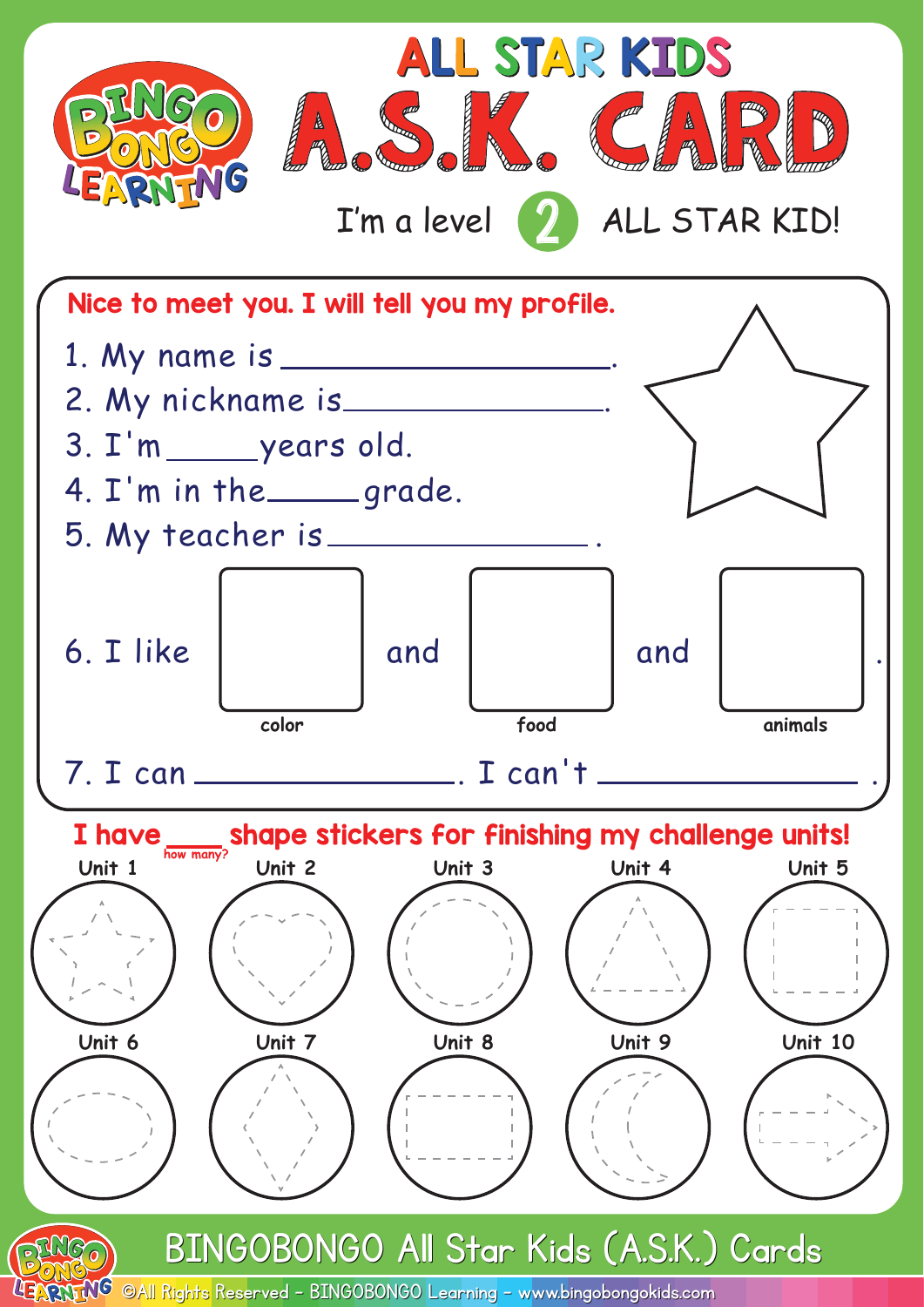# ALL STAR KIDS

# A.S.K. CARD

I'm a level 2 ALL STAR KID!

**Nice to meet you. I will tell you my profile.**

1. My name is ___________________.
2. My nickname is _______________.
3. I'm _____ years old.
4. I'm in the _____ grade.
5. My teacher is _______________ .
6. I like [ ] (color) and [ ] (food) and [ ] (animals) .
7. I can _______________. I can't _______________ .

**I have ____ (how many?) shape stickers for finishing my challenge units!**

Unit 1 Unit 2 Unit 3 Unit 4 Unit 5

Unit 6 Unit 7 Unit 8 Unit 9 Unit 10

BINGOBONGO All Star Kids (A.S.K.) Cards

©All Rights Reserved - BINGOBONGO Learning - www.bingobongokids.com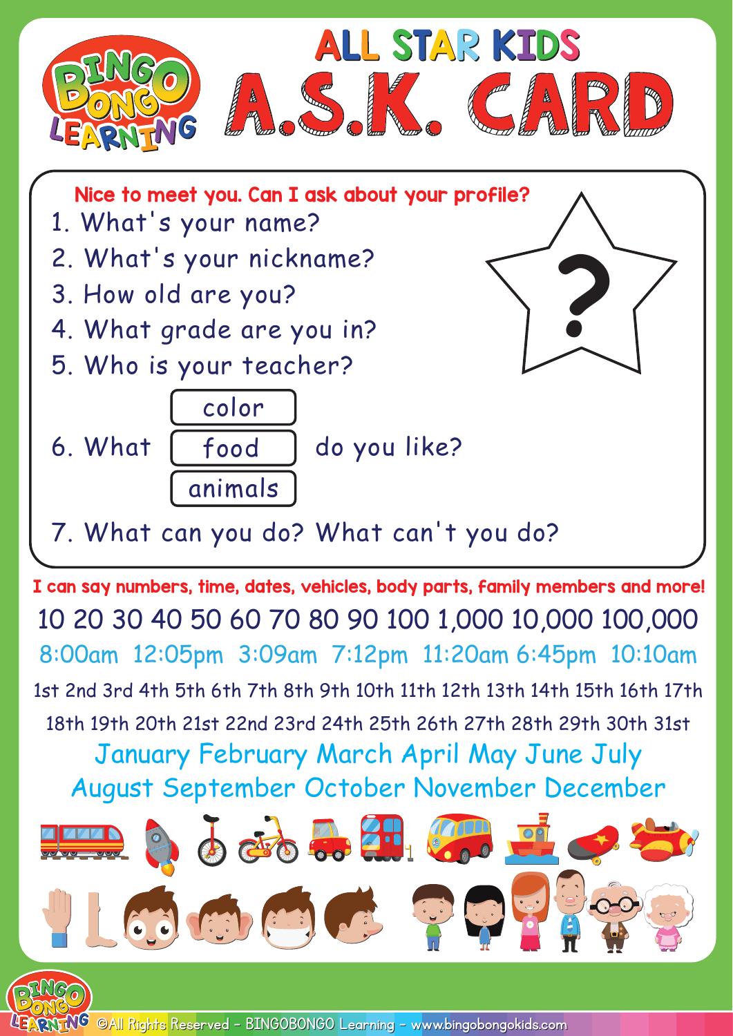BINGO BONGO LEARNING

# ALL STAR KIDS A.S.K. CARD

**Nice to meet you. Can I ask about your profile?**

1. What's your name?
2. What's your nickname?
3. How old are you?
4. What grade are you in?
5. Who is your teacher?
6. What color / food / animals do you like?
7. What can you do? What can't you do?

**I can say numbers, time, dates, vehicles, body parts, family members and more!**

10 20 30 40 50 60 70 80 90 100 1,000 10,000 100,000

8:00am 12:05pm 3:09am 7:12pm 11:20am 6:45pm 10:10am

1st 2nd 3rd 4th 5th 6th 7th 8th 9th 10th 11th 12th 13th 14th 15th 16th 17th

18th 19th 20th 21st 22nd 23rd 24th 25th 26th 27th 28th 29th 30th 31st

January February March April May June July

August September October November December

©All Rights Reserved - BINGOBONGO Learning - www.bingobongokids.com